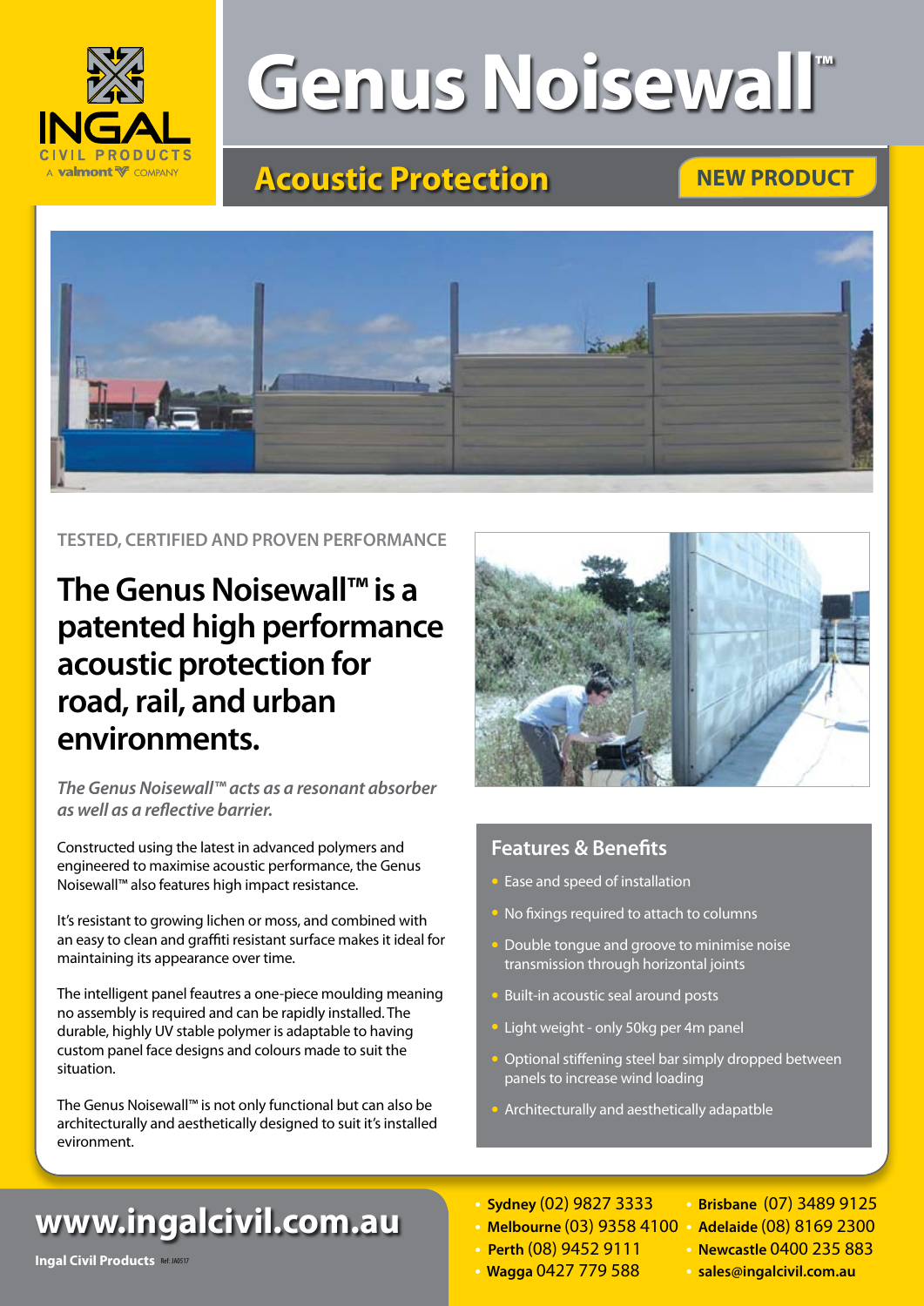INGAL CIVIL PRODUCTS
A valmont COMPANY

# Genus Noisewall™

## Acoustic Protection

**NEW PRODUCT**

TESTED, CERTIFIED AND PROVEN PERFORMANCE

## The Genus Noisewall™ is a patented high performance acoustic protection for road, rail, and urban environments.

*The Genus Noisewall™ acts as a resonant absorber as well as a reflective barrier.*

Constructed using the latest in advanced polymers and engineered to maximise acoustic performance, the Genus Noisewall™ also features high impact resistance.

It's resistant to growing lichen or moss, and combined with an easy to clean and graffiti resistant surface makes it ideal for maintaining its appearance over time.

The intelligent panel feautres a one-piece moulding meaning no assembly is required and can be rapidly installed. The durable, highly UV stable polymer is adaptable to having custom panel face designs and colours made to suit the situation.

The Genus Noisewall™ is not only functional but can also be architecturally and aesthetically designed to suit it's installed evironment.

### Features & Benefits

- Ease and speed of installation
- No fixings required to attach to columns
- Double tongue and groove to minimise noise transmission through horizontal joints
- Built-in acoustic seal around posts
- Light weight - only 50kg per 4m panel
- Optional stiffening steel bar simply dropped between panels to increase wind loading
- Architecturally and aesthetically adapatble

## www.ingalcivil.com.au

**Ingal Civil Products** Ref: JA0517

- **Sydney** (02) 9827 3333
- **Melbourne** (03) 9358 4100
- **Perth** (08) 9452 9111
- **Wagga** 0427 779 588
- **Brisbane** (07) 3489 9125
- **Adelaide** (08) 8169 2300
- **Newcastle** 0400 235 883
- **sales@ingalcivil.com.au**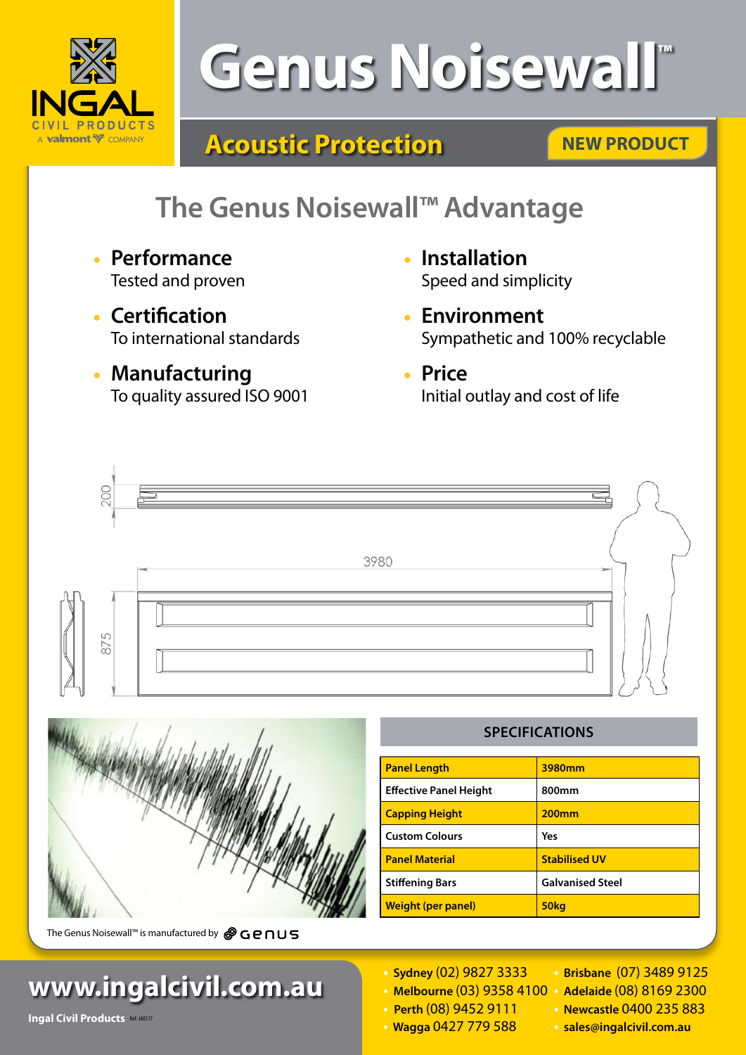INGAL CIVIL PRODUCTS
A valmont COMPANY

# Genus Noisewall™

## Acoustic Protection

NEW PRODUCT

## The Genus Noisewall™ Advantage

- **Performance**
  Tested and proven
- **Certification**
  To international standards
- **Manufacturing**
  To quality assured ISO 9001
- **Installation**
  Speed and simplicity
- **Environment**
  Sympathetic and 100% recyclable
- **Price**
  Initial outlay and cost of life

200

3980

875

### SPECIFICATIONS

| | |
|---|---|
| **Panel Length** | **3980mm** |
| **Effective Panel Height** | **800mm** |
| **Capping Height** | **200mm** |
| **Custom Colours** | **Yes** |
| **Panel Material** | **Stabilised UV** |
| **Stiffening Bars** | **Galvanised Steel** |
| **Weight (per panel)** | **50kg** |

The Genus Noisewall™ is manufactured by Genus

**www.ingalcivil.com.au**

**Ingal Civil Products** Ref: JA0517

- **Sydney** (02) 9827 3333
- **Melbourne** (03) 9358 4100
- **Perth** (08) 9452 9111
- **Wagga** 0427 779 588
- **Brisbane** (07) 3489 9125
- **Adelaide** (08) 8169 2300
- **Newcastle** 0400 235 883
- **sales@ingalcivil.com.au**